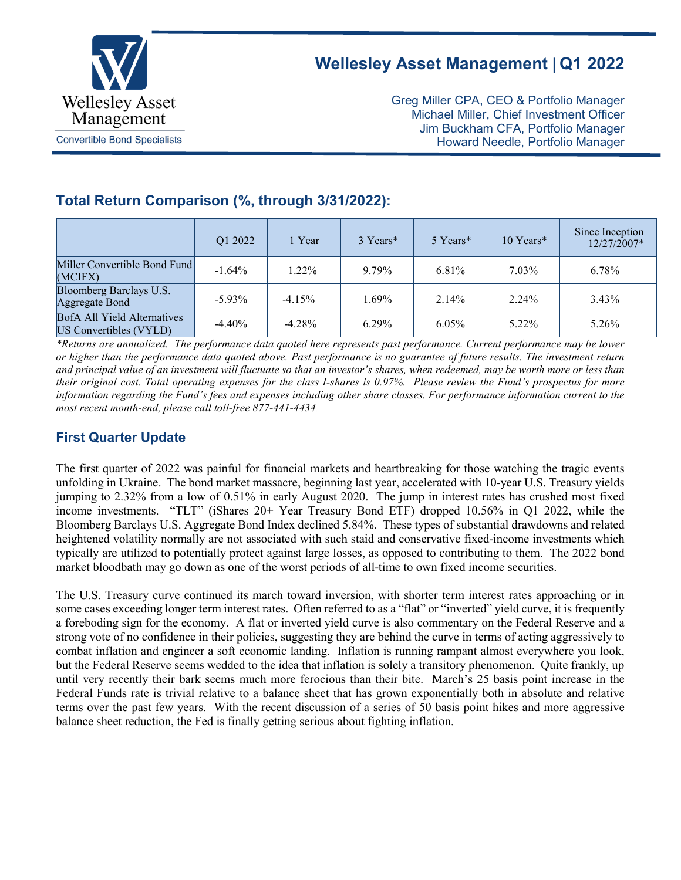Wellesley Asset Management

Convertible Bond Specialists

# Wellesley Asset Management | Q1 2022

Greg Miller CPA, CEO & Portfolio Manager
Michael Miller, Chief Investment Officer
Jim Buckham CFA, Portfolio Manager
Howard Needle, Portfolio Manager

## Total Return Comparison (%, through 3/31/2022):

| | Q1 2022 | 1 Year | 3 Years* | 5 Years* | 10 Years* | Since Inception 12/27/2007* |
|---|---|---|---|---|---|---|
| Miller Convertible Bond Fund (MCIFX) | -1.64% | 1.22% | 9.79% | 6.81% | 7.03% | 6.78% |
| Bloomberg Barclays U.S. Aggregate Bond | -5.93% | -4.15% | 1.69% | 2.14% | 2.24% | 3.43% |
| BofA All Yield Alternatives US Convertibles (VYLD) | -4.40% | -4.28% | 6.29% | 6.05% | 5.22% | 5.26% |

*\*Returns are annualized. The performance data quoted here represents past performance. Current performance may be lower or higher than the performance data quoted above. Past performance is no guarantee of future results. The investment return and principal value of an investment will fluctuate so that an investor's shares, when redeemed, may be worth more or less than their original cost. Total operating expenses for the class I-shares is 0.97%. Please review the Fund's prospectus for more information regarding the Fund's fees and expenses including other share classes. For performance information current to the most recent month-end, please call toll-free 877-441-4434.*

## First Quarter Update

The first quarter of 2022 was painful for financial markets and heartbreaking for those watching the tragic events unfolding in Ukraine. The bond market massacre, beginning last year, accelerated with 10-year U.S. Treasury yields jumping to 2.32% from a low of 0.51% in early August 2020. The jump in interest rates has crushed most fixed income investments. "TLT" (iShares 20+ Year Treasury Bond ETF) dropped 10.56% in Q1 2022, while the Bloomberg Barclays U.S. Aggregate Bond Index declined 5.84%. These types of substantial drawdowns and related heightened volatility normally are not associated with such staid and conservative fixed-income investments which typically are utilized to potentially protect against large losses, as opposed to contributing to them. The 2022 bond market bloodbath may go down as one of the worst periods of all-time to own fixed income securities.

The U.S. Treasury curve continued its march toward inversion, with shorter term interest rates approaching or in some cases exceeding longer term interest rates. Often referred to as a "flat" or "inverted" yield curve, it is frequently a foreboding sign for the economy. A flat or inverted yield curve is also commentary on the Federal Reserve and a strong vote of no confidence in their policies, suggesting they are behind the curve in terms of acting aggressively to combat inflation and engineer a soft economic landing. Inflation is running rampant almost everywhere you look, but the Federal Reserve seems wedded to the idea that inflation is solely a transitory phenomenon. Quite frankly, up until very recently their bark seems much more ferocious than their bite. March's 25 basis point increase in the Federal Funds rate is trivial relative to a balance sheet that has grown exponentially both in absolute and relative terms over the past few years. With the recent discussion of a series of 50 basis point hikes and more aggressive balance sheet reduction, the Fed is finally getting serious about fighting inflation.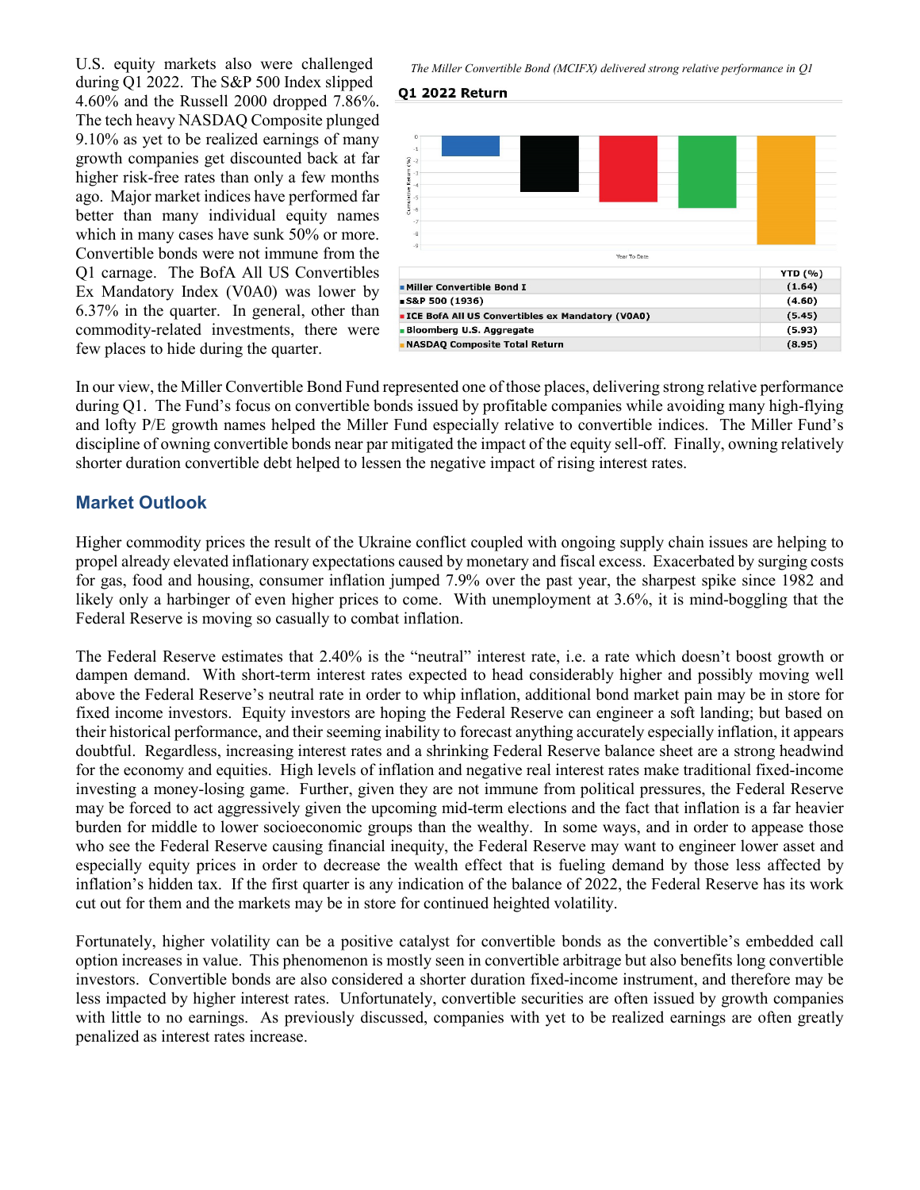U.S. equity markets also were challenged during Q1 2022. The S&P 500 Index slipped 4.60% and the Russell 2000 dropped 7.86%. The tech heavy NASDAQ Composite plunged 9.10% as yet to be realized earnings of many growth companies get discounted back at far higher risk-free rates than only a few months ago. Major market indices have performed far better than many individual equity names which in many cases have sunk 50% or more. Convertible bonds were not immune from the Q1 carnage. The BofA All US Convertibles Ex Mandatory Index (V0A0) was lower by 6.37% in the quarter. In general, other than commodity-related investments, there were few places to hide during the quarter.

*The Miller Convertible Bond (MCIFX) delivered strong relative performance in Q1*

**Q1 2022 Return**

| | YTD (%) |
|---|---|
| Miller Convertible Bond I | (1.64) |
| S&P 500 (1936) | (4.60) |
| ICE BofA All US Convertibles ex Mandatory (V0A0) | (5.45) |
| Bloomberg U.S. Aggregate | (5.93) |
| NASDAQ Composite Total Return | (8.95) |

In our view, the Miller Convertible Bond Fund represented one of those places, delivering strong relative performance during Q1. The Fund's focus on convertible bonds issued by profitable companies while avoiding many high-flying and lofty P/E growth names helped the Miller Fund especially relative to convertible indices. The Miller Fund's discipline of owning convertible bonds near par mitigated the impact of the equity sell-off. Finally, owning relatively shorter duration convertible debt helped to lessen the negative impact of rising interest rates.

## Market Outlook

Higher commodity prices the result of the Ukraine conflict coupled with ongoing supply chain issues are helping to propel already elevated inflationary expectations caused by monetary and fiscal excess. Exacerbated by surging costs for gas, food and housing, consumer inflation jumped 7.9% over the past year, the sharpest spike since 1982 and likely only a harbinger of even higher prices to come. With unemployment at 3.6%, it is mind-boggling that the Federal Reserve is moving so casually to combat inflation.

The Federal Reserve estimates that 2.40% is the "neutral" interest rate, i.e. a rate which doesn't boost growth or dampen demand. With short-term interest rates expected to head considerably higher and possibly moving well above the Federal Reserve's neutral rate in order to whip inflation, additional bond market pain may be in store for fixed income investors. Equity investors are hoping the Federal Reserve can engineer a soft landing; but based on their historical performance, and their seeming inability to forecast anything accurately especially inflation, it appears doubtful. Regardless, increasing interest rates and a shrinking Federal Reserve balance sheet are a strong headwind for the economy and equities. High levels of inflation and negative real interest rates make traditional fixed-income investing a money-losing game. Further, given they are not immune from political pressures, the Federal Reserve may be forced to act aggressively given the upcoming mid-term elections and the fact that inflation is a far heavier burden for middle to lower socioeconomic groups than the wealthy. In some ways, and in order to appease those who see the Federal Reserve causing financial inequity, the Federal Reserve may want to engineer lower asset and especially equity prices in order to decrease the wealth effect that is fueling demand by those less affected by inflation's hidden tax. If the first quarter is any indication of the balance of 2022, the Federal Reserve has its work cut out for them and the markets may be in store for continued heighted volatility.

Fortunately, higher volatility can be a positive catalyst for convertible bonds as the convertible's embedded call option increases in value. This phenomenon is mostly seen in convertible arbitrage but also benefits long convertible investors. Convertible bonds are also considered a shorter duration fixed-income instrument, and therefore may be less impacted by higher interest rates. Unfortunately, convertible securities are often issued by growth companies with little to no earnings. As previously discussed, companies with yet to be realized earnings are often greatly penalized as interest rates increase.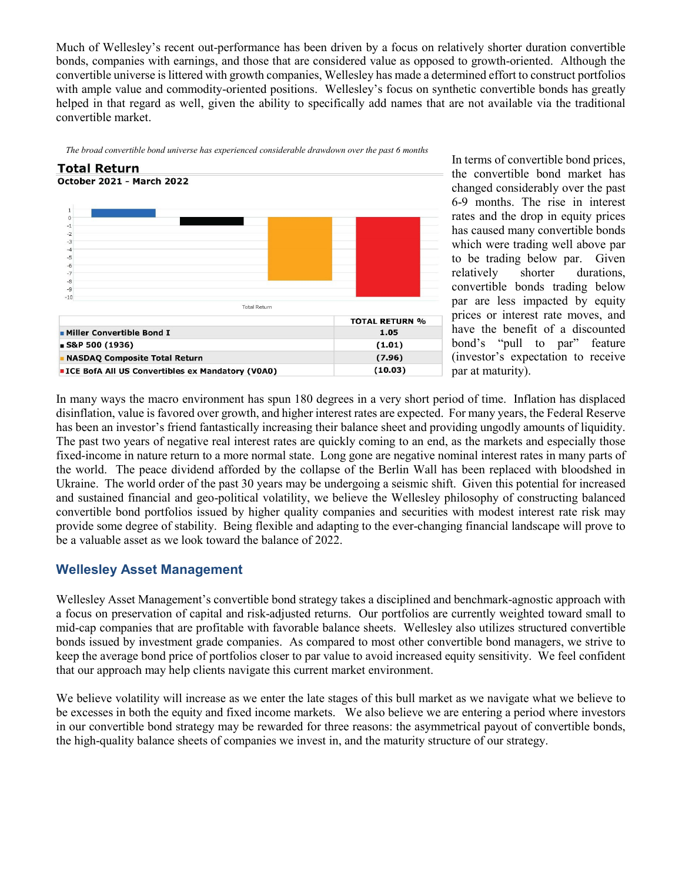Much of Wellesley's recent out-performance has been driven by a focus on relatively shorter duration convertible bonds, companies with earnings, and those that are considered value as opposed to growth-oriented. Although the convertible universe is littered with growth companies, Wellesley has made a determined effort to construct portfolios with ample value and commodity-oriented positions. Wellesley's focus on synthetic convertible bonds has greatly helped in that regard as well, given the ability to specifically add names that are not available via the traditional convertible market.

*The broad convertible bond universe has experienced considerable drawdown over the past 6 months*

**Total Return**
**October 2021 - March 2022**

| | TOTAL RETURN % |
|---|---|
| Miller Convertible Bond I | 1.05 |
| S&P 500 (1936) | (1.01) |
| NASDAQ Composite Total Return | (7.96) |
| ICE BofA All US Convertibles ex Mandatory (V0A0) | (10.03) |

In terms of convertible bond prices, the convertible bond market has changed considerably over the past 6-9 months. The rise in interest rates and the drop in equity prices has caused many convertible bonds which were trading well above par to be trading below par. Given relatively shorter durations, convertible bonds trading below par are less impacted by equity prices or interest rate moves, and have the benefit of a discounted bond's "pull to par" feature (investor's expectation to receive par at maturity).

In many ways the macro environment has spun 180 degrees in a very short period of time. Inflation has displaced disinflation, value is favored over growth, and higher interest rates are expected. For many years, the Federal Reserve has been an investor's friend fantastically increasing their balance sheet and providing ungodly amounts of liquidity. The past two years of negative real interest rates are quickly coming to an end, as the markets and especially those fixed-income in nature return to a more normal state. Long gone are negative nominal interest rates in many parts of the world. The peace dividend afforded by the collapse of the Berlin Wall has been replaced with bloodshed in Ukraine. The world order of the past 30 years may be undergoing a seismic shift. Given this potential for increased and sustained financial and geo-political volatility, we believe the Wellesley philosophy of constructing balanced convertible bond portfolios issued by higher quality companies and securities with modest interest rate risk may provide some degree of stability. Being flexible and adapting to the ever-changing financial landscape will prove to be a valuable asset as we look toward the balance of 2022.

## Wellesley Asset Management

Wellesley Asset Management's convertible bond strategy takes a disciplined and benchmark-agnostic approach with a focus on preservation of capital and risk-adjusted returns. Our portfolios are currently weighted toward small to mid-cap companies that are profitable with favorable balance sheets. Wellesley also utilizes structured convertible bonds issued by investment grade companies. As compared to most other convertible bond managers, we strive to keep the average bond price of portfolios closer to par value to avoid increased equity sensitivity. We feel confident that our approach may help clients navigate this current market environment.

We believe volatility will increase as we enter the late stages of this bull market as we navigate what we believe to be excesses in both the equity and fixed income markets. We also believe we are entering a period where investors in our convertible bond strategy may be rewarded for three reasons: the asymmetrical payout of convertible bonds, the high-quality balance sheets of companies we invest in, and the maturity structure of our strategy.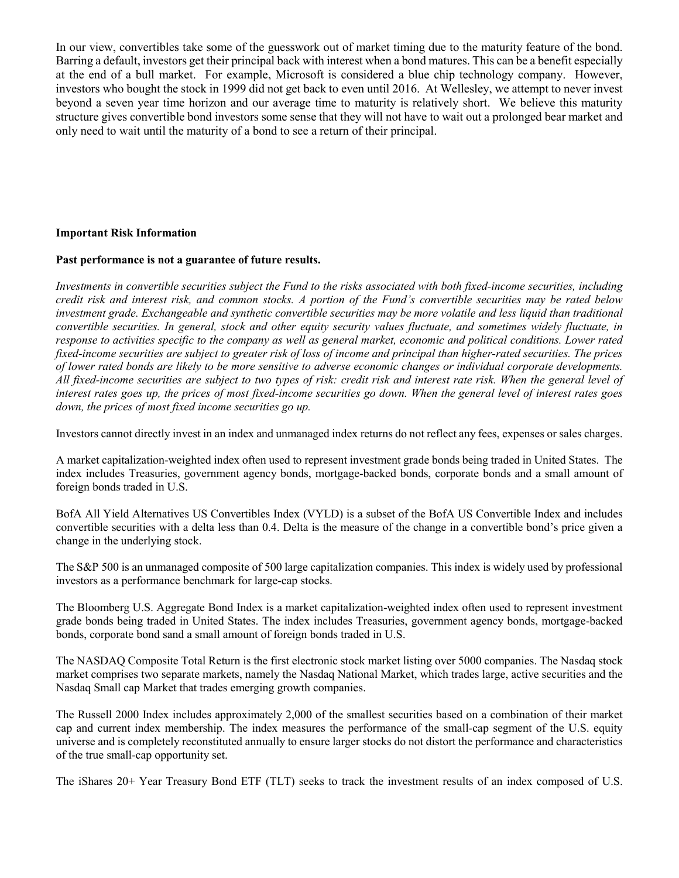In our view, convertibles take some of the guesswork out of market timing due to the maturity feature of the bond. Barring a default, investors get their principal back with interest when a bond matures. This can be a benefit especially at the end of a bull market. For example, Microsoft is considered a blue chip technology company. However, investors who bought the stock in 1999 did not get back to even until 2016. At Wellesley, we attempt to never invest beyond a seven year time horizon and our average time to maturity is relatively short. We believe this maturity structure gives convertible bond investors some sense that they will not have to wait out a prolonged bear market and only need to wait until the maturity of a bond to see a return of their principal.

**Important Risk Information**

**Past performance is not a guarantee of future results.**

*Investments in convertible securities subject the Fund to the risks associated with both fixed-income securities, including credit risk and interest risk, and common stocks. A portion of the Fund's convertible securities may be rated below investment grade. Exchangeable and synthetic convertible securities may be more volatile and less liquid than traditional convertible securities. In general, stock and other equity security values fluctuate, and sometimes widely fluctuate, in response to activities specific to the company as well as general market, economic and political conditions. Lower rated fixed-income securities are subject to greater risk of loss of income and principal than higher-rated securities. The prices of lower rated bonds are likely to be more sensitive to adverse economic changes or individual corporate developments. All fixed-income securities are subject to two types of risk: credit risk and interest rate risk. When the general level of interest rates goes up, the prices of most fixed-income securities go down. When the general level of interest rates goes down, the prices of most fixed income securities go up.*

Investors cannot directly invest in an index and unmanaged index returns do not reflect any fees, expenses or sales charges.

A market capitalization-weighted index often used to represent investment grade bonds being traded in United States. The index includes Treasuries, government agency bonds, mortgage-backed bonds, corporate bonds and a small amount of foreign bonds traded in U.S.

BofA All Yield Alternatives US Convertibles Index (VYLD) is a subset of the BofA US Convertible Index and includes convertible securities with a delta less than 0.4. Delta is the measure of the change in a convertible bond's price given a change in the underlying stock.

The S&P 500 is an unmanaged composite of 500 large capitalization companies. This index is widely used by professional investors as a performance benchmark for large-cap stocks.

The Bloomberg U.S. Aggregate Bond Index is a market capitalization-weighted index often used to represent investment grade bonds being traded in United States. The index includes Treasuries, government agency bonds, mortgage-backed bonds, corporate bond sand a small amount of foreign bonds traded in U.S.

The NASDAQ Composite Total Return is the first electronic stock market listing over 5000 companies. The Nasdaq stock market comprises two separate markets, namely the Nasdaq National Market, which trades large, active securities and the Nasdaq Small cap Market that trades emerging growth companies.

The Russell 2000 Index includes approximately 2,000 of the smallest securities based on a combination of their market cap and current index membership. The index measures the performance of the small-cap segment of the U.S. equity universe and is completely reconstituted annually to ensure larger stocks do not distort the performance and characteristics of the true small-cap opportunity set.

The iShares 20+ Year Treasury Bond ETF (TLT) seeks to track the investment results of an index composed of U.S.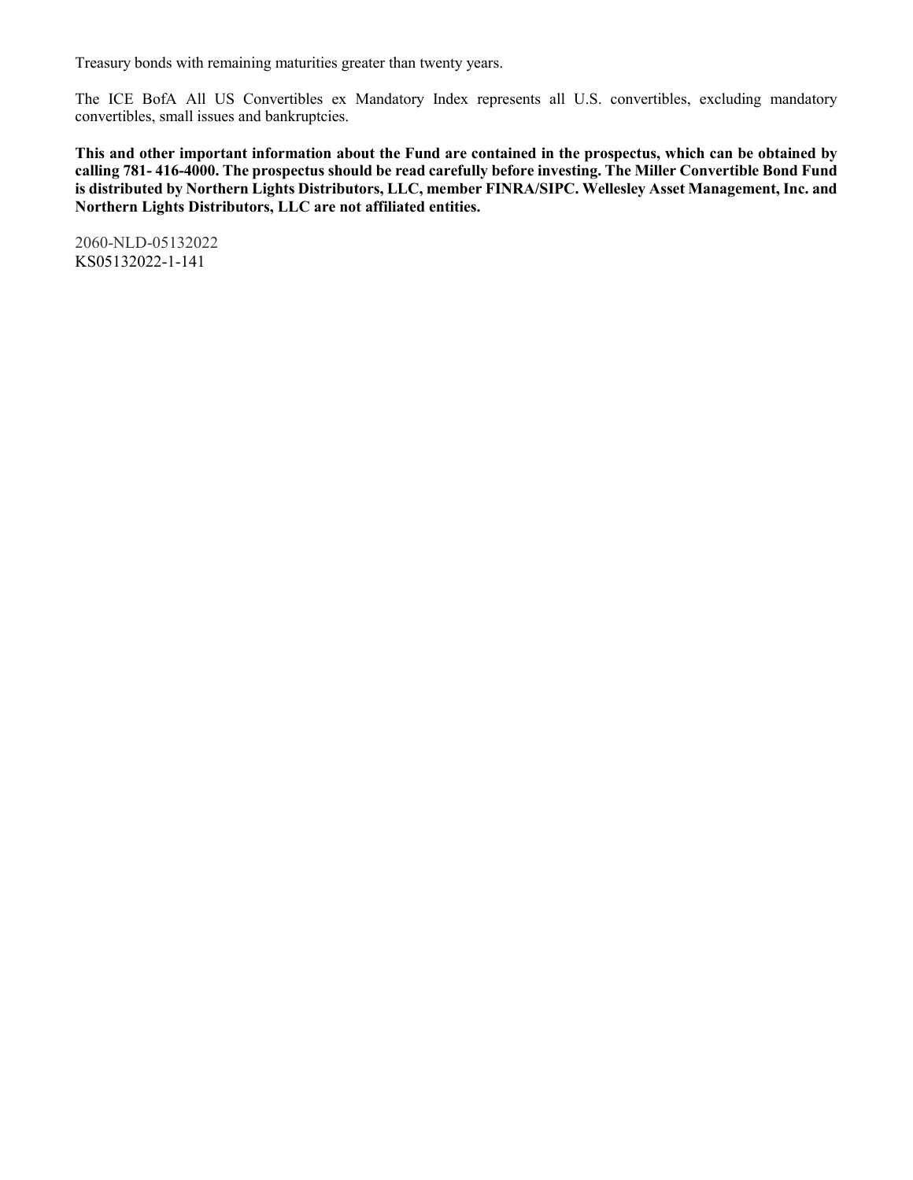Treasury bonds with remaining maturities greater than twenty years.

The ICE BofA All US Convertibles ex Mandatory Index represents all U.S. convertibles, excluding mandatory convertibles, small issues and bankruptcies.

**This and other important information about the Fund are contained in the prospectus, which can be obtained by calling 781- 416-4000. The prospectus should be read carefully before investing. The Miller Convertible Bond Fund is distributed by Northern Lights Distributors, LLC, member FINRA/SIPC. Wellesley Asset Management, Inc. and Northern Lights Distributors, LLC are not affiliated entities.**

2060-NLD-05132022
KS05132022-1-141